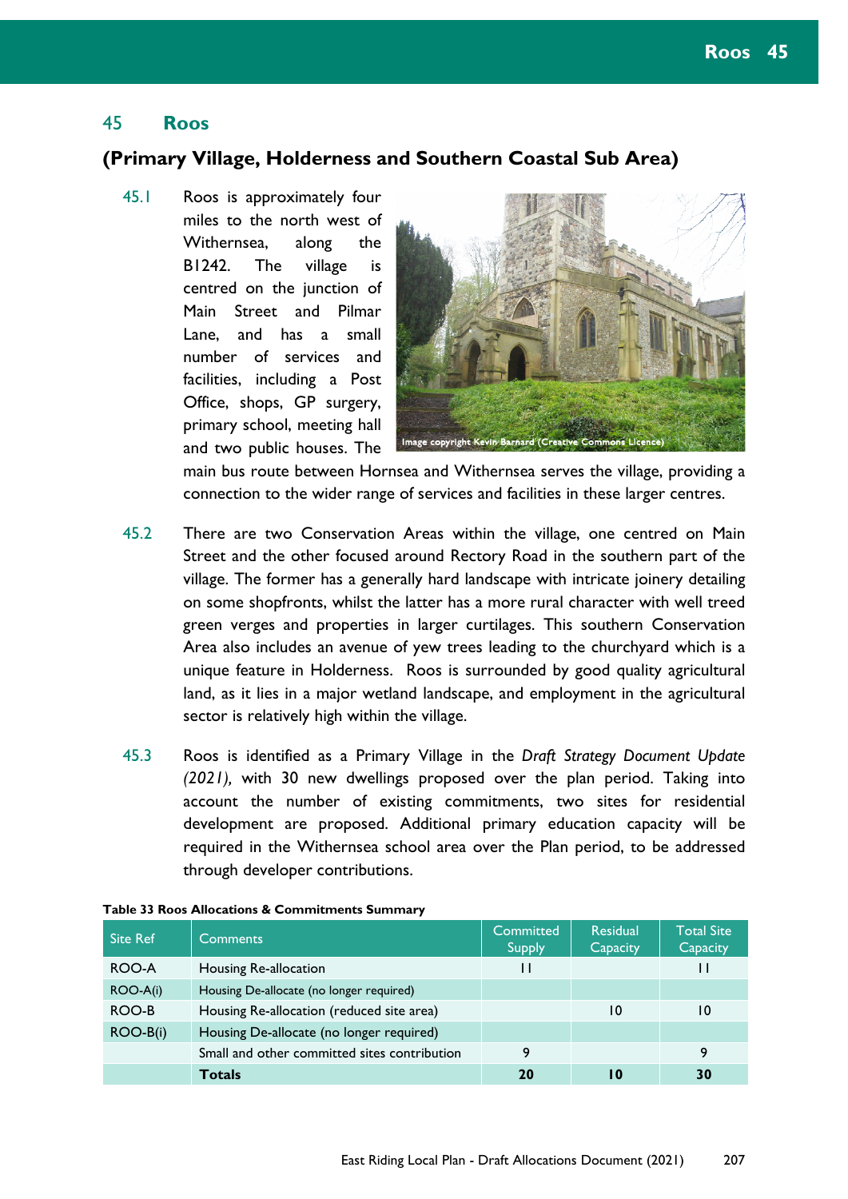# 45 Roos

## (Primary Village, Holderness and Southern Coastal Sub Area)

45.1 Roos is approximately four miles to the north west of Withernsea, along the B1242. The village is centred on the junction of Main Street and Pilmar Lane, and has a small number of services and facilities, including a Post Office, shops, GP surgery, primary school, meeting hall and two public houses. The main bus route between Hornsea and Withernsea serves the village, providing a connection to the wider range of services and facilities in these larger centres.

Image copyright Kevin Barnard (Creative Commons Licence)

45.2 There are two Conservation Areas within the village, one centred on Main Street and the other focused around Rectory Road in the southern part of the village. The former has a generally hard landscape with intricate joinery detailing on some shopfronts, whilst the latter has a more rural character with well treed green verges and properties in larger curtilages. This southern Conservation Area also includes an avenue of yew trees leading to the churchyard which is a unique feature in Holderness. Roos is surrounded by good quality agricultural land, as it lies in a major wetland landscape, and employment in the agricultural sector is relatively high within the village.

45.3 Roos is identified as a Primary Village in the *Draft Strategy Document Update (2021),* with 30 new dwellings proposed over the plan period. Taking into account the number of existing commitments, two sites for residential development are proposed. Additional primary education capacity will be required in the Withernsea school area over the Plan period, to be addressed through developer contributions.

**Table 33 Roos Allocations & Commitments Summary**

| Site Ref | Comments | Committed Supply | Residual Capacity | Total Site Capacity |
|---|---|---|---|---|
| ROO-A | Housing Re-allocation | 11 | | 11 |
| ROO-A(i) | Housing De-allocate (no longer required) | | | |
| ROO-B | Housing Re-allocation (reduced site area) | | 10 | 10 |
| ROO-B(i) | Housing De-allocate (no longer required) | | | |
| | Small and other committed sites contribution | 9 | | 9 |
| | **Totals** | **20** | **10** | **30** |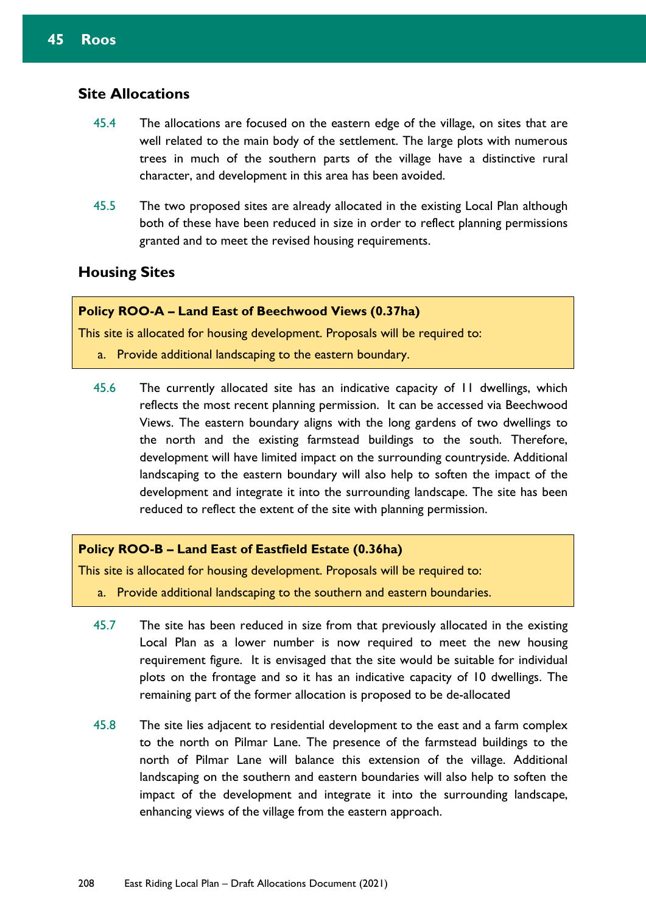## Site Allocations

45.4 The allocations are focused on the eastern edge of the village, on sites that are well related to the main body of the settlement. The large plots with numerous trees in much of the southern parts of the village have a distinctive rural character, and development in this area has been avoided.

45.5 The two proposed sites are already allocated in the existing Local Plan although both of these have been reduced in size in order to reflect planning permissions granted and to meet the revised housing requirements.

## Housing Sites

**Policy ROO-A – Land East of Beechwood Views (0.37ha)**

This site is allocated for housing development. Proposals will be required to:

a. Provide additional landscaping to the eastern boundary.

45.6 The currently allocated site has an indicative capacity of 11 dwellings, which reflects the most recent planning permission. It can be accessed via Beechwood Views. The eastern boundary aligns with the long gardens of two dwellings to the north and the existing farmstead buildings to the south. Therefore, development will have limited impact on the surrounding countryside. Additional landscaping to the eastern boundary will also help to soften the impact of the development and integrate it into the surrounding landscape. The site has been reduced to reflect the extent of the site with planning permission.

**Policy ROO-B – Land East of Eastfield Estate (0.36ha)**

This site is allocated for housing development. Proposals will be required to:

a. Provide additional landscaping to the southern and eastern boundaries.

45.7 The site has been reduced in size from that previously allocated in the existing Local Plan as a lower number is now required to meet the new housing requirement figure. It is envisaged that the site would be suitable for individual plots on the frontage and so it has an indicative capacity of 10 dwellings. The remaining part of the former allocation is proposed to be de-allocated

45.8 The site lies adjacent to residential development to the east and a farm complex to the north on Pilmar Lane. The presence of the farmstead buildings to the north of Pilmar Lane will balance this extension of the village. Additional landscaping on the southern and eastern boundaries will also help to soften the impact of the development and integrate it into the surrounding landscape, enhancing views of the village from the eastern approach.